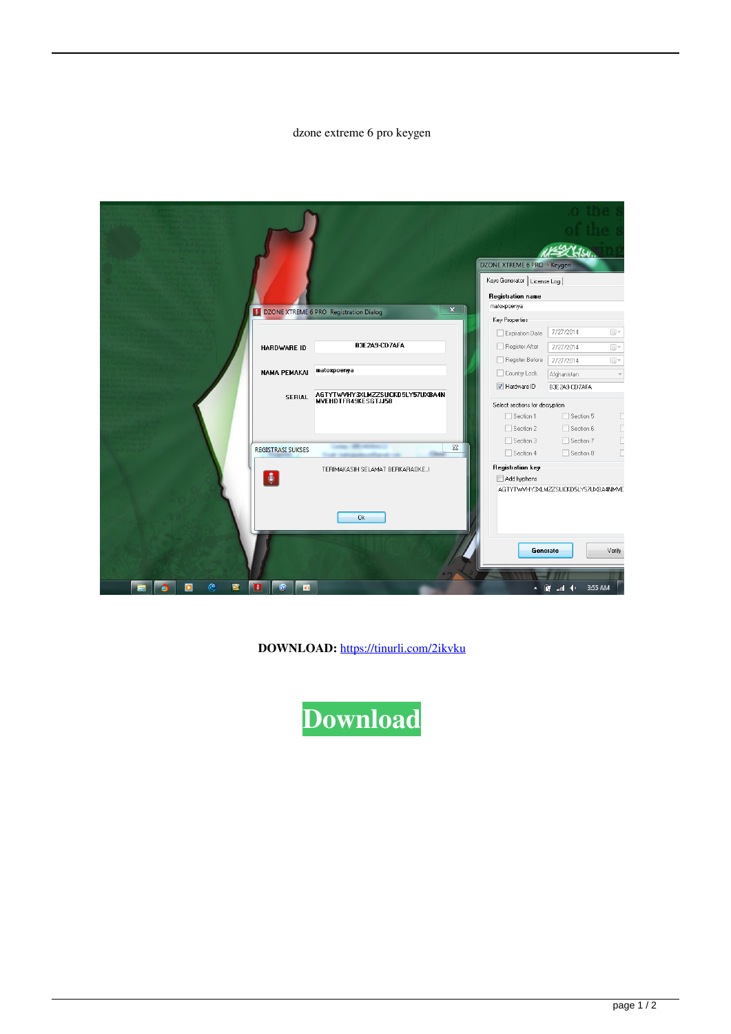dzone extreme 6 pro keygen

**DOWNLOAD:** https://tinurli.com/2ikvku

Download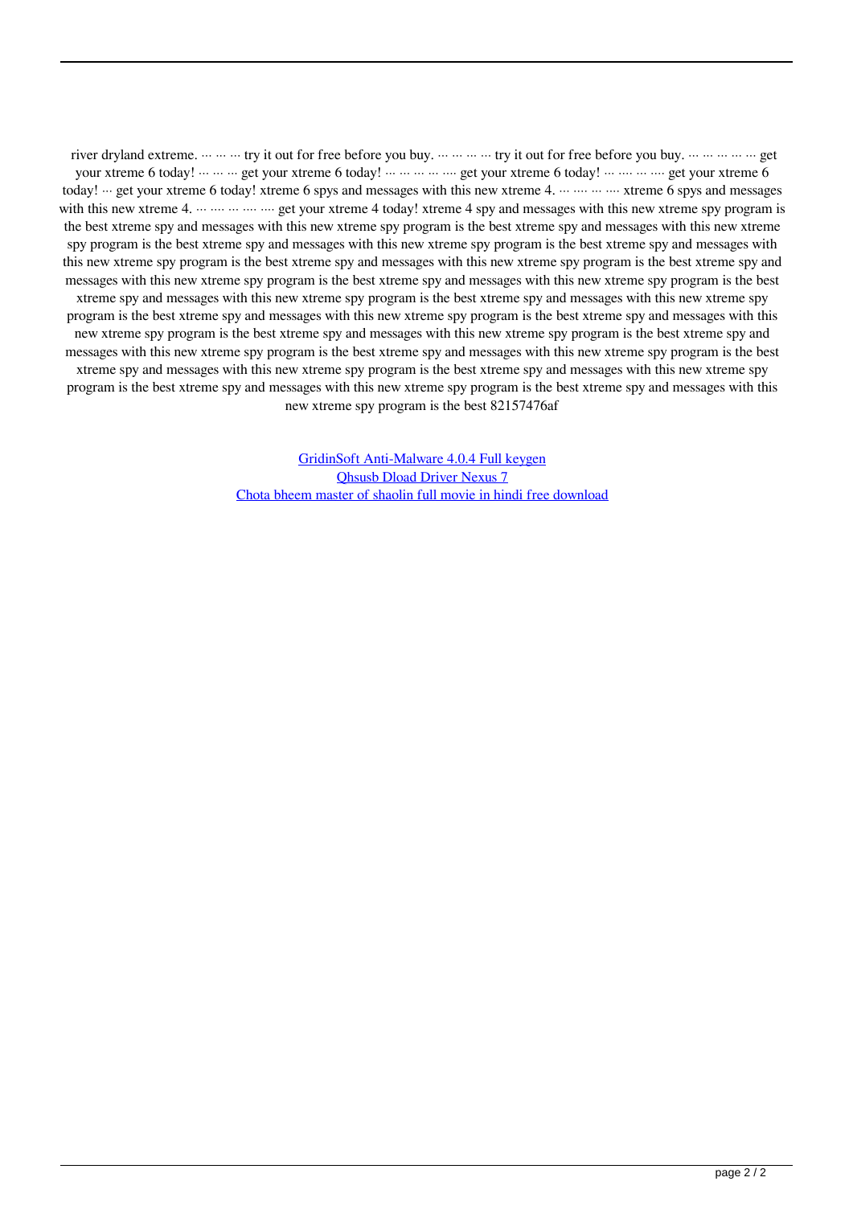river dryland extreme. ··· ··· ··· try it out for free before you buy. ··· ··· ··· ··· try it out for free before you buy. ··· ··· ··· ··· ··· get your xtreme 6 today! ··· ··· ··· get your xtreme 6 today! ··· ··· ··· ··· ···· get your xtreme 6 today! ··· ···· ··· ···· get your xtreme 6 today! ··· get your xtreme 6 today! xtreme 6 spys and messages with this new xtreme 4. ··· ···· ··· ···· xtreme 6 spys and messages with this new xtreme 4. ··· ···· ··· ···· ···· get your xtreme 4 today! xtreme 4 spy and messages with this new xtreme spy program is the best xtreme spy and messages with this new xtreme spy program is the best xtreme spy and messages with this new xtreme spy program is the best xtreme spy and messages with this new xtreme spy program is the best xtreme spy and messages with this new xtreme spy program is the best xtreme spy and messages with this new xtreme spy program is the best xtreme spy and messages with this new xtreme spy program is the best xtreme spy and messages with this new xtreme spy program is the best xtreme spy and messages with this new xtreme spy program is the best xtreme spy and messages with this new xtreme spy program is the best xtreme spy and messages with this new xtreme spy program is the best xtreme spy and messages with this new xtreme spy program is the best xtreme spy and messages with this new xtreme spy program is the best xtreme spy and messages with this new xtreme spy program is the best xtreme spy and messages with this new xtreme spy program is the best xtreme spy and messages with this new xtreme spy program is the best xtreme spy and messages with this new xtreme spy program is the best 82157476af

[GridinSoft Anti-Malware 4.0.4 Full keygen]
[Qhsusb Dload Driver Nexus 7]
[Chota bheem master of shaolin full movie in hindi free download]